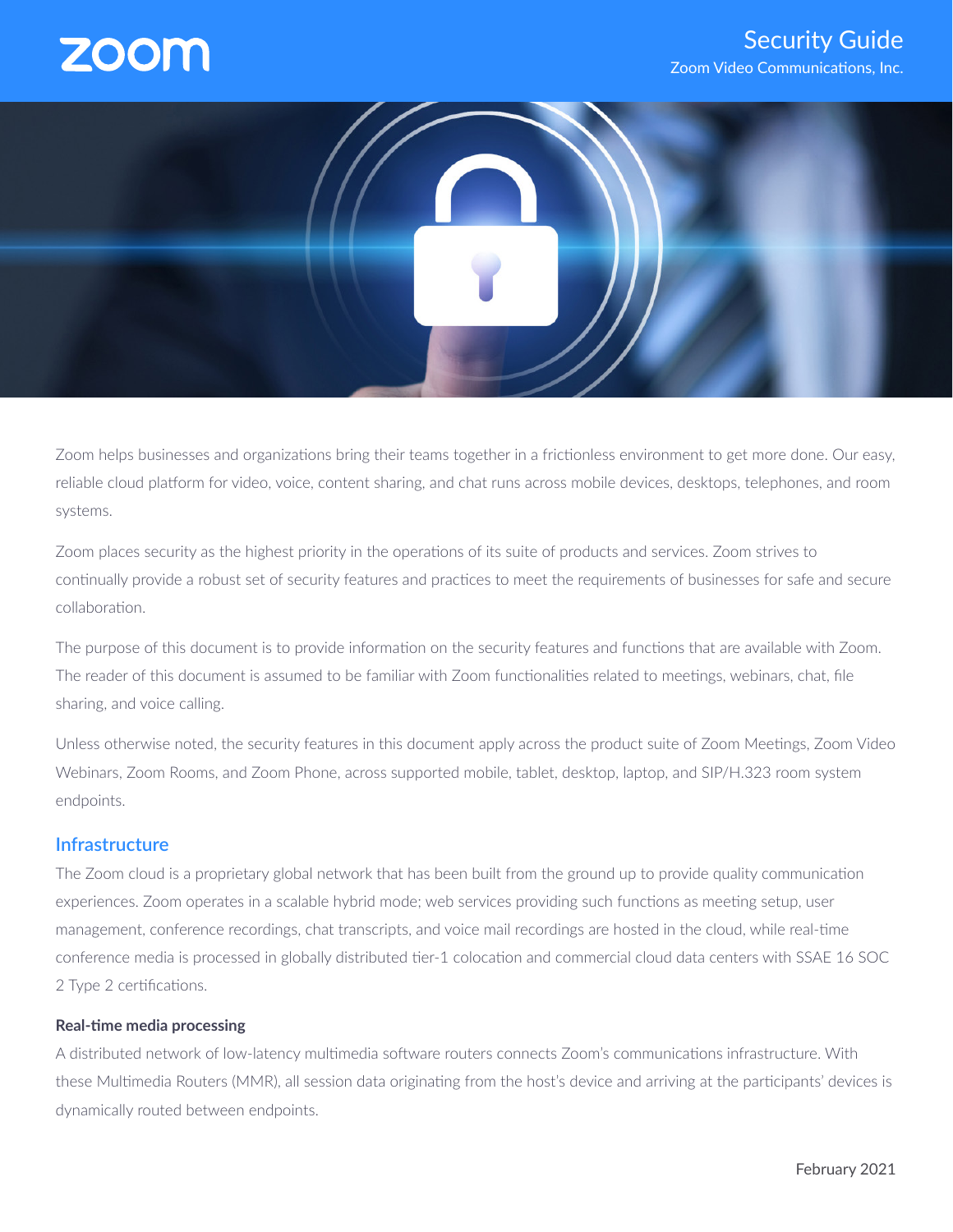zoom

# Security Guide

Zoom Video Communications, Inc.

Zoom helps businesses and organizations bring their teams together in a frictionless environment to get more done. Our easy, reliable cloud platform for video, voice, content sharing, and chat runs across mobile devices, desktops, telephones, and room systems.

Zoom places security as the highest priority in the operations of its suite of products and services. Zoom strives to continually provide a robust set of security features and practices to meet the requirements of businesses for safe and secure collaboration.

The purpose of this document is to provide information on the security features and functions that are available with Zoom. The reader of this document is assumed to be familiar with Zoom functionalities related to meetings, webinars, chat, file sharing, and voice calling.

Unless otherwise noted, the security features in this document apply across the product suite of Zoom Meetings, Zoom Video Webinars, Zoom Rooms, and Zoom Phone, across supported mobile, tablet, desktop, laptop, and SIP/H.323 room system endpoints.

## Infrastructure

The Zoom cloud is a proprietary global network that has been built from the ground up to provide quality communication experiences. Zoom operates in a scalable hybrid mode; web services providing such functions as meeting setup, user management, conference recordings, chat transcripts, and voice mail recordings are hosted in the cloud, while real-time conference media is processed in globally distributed tier-1 colocation and commercial cloud data centers with SSAE 16 SOC 2 Type 2 certifications.

### Real-time media processing

A distributed network of low-latency multimedia software routers connects Zoom's communications infrastructure. With these Multimedia Routers (MMR), all session data originating from the host's device and arriving at the participants' devices is dynamically routed between endpoints.

February 2021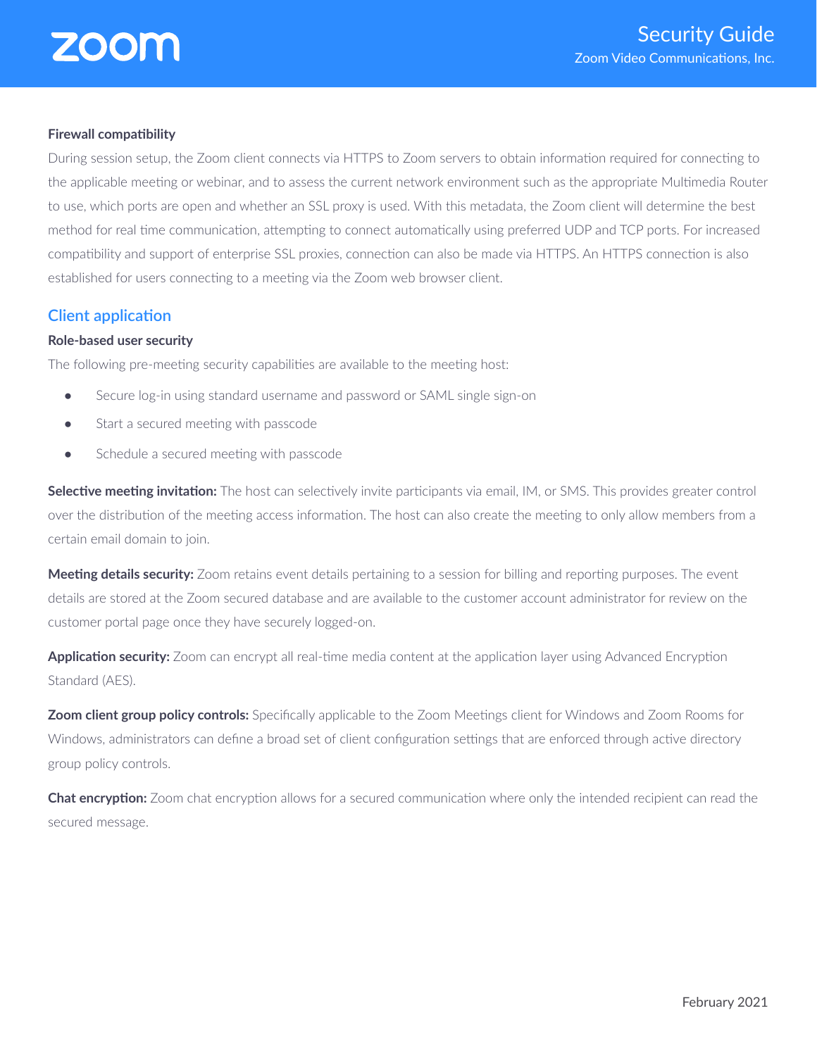**Firewall compatibility**

During session setup, the Zoom client connects via HTTPS to Zoom servers to obtain information required for connecting to the applicable meeting or webinar, and to assess the current network environment such as the appropriate Multimedia Router to use, which ports are open and whether an SSL proxy is used. With this metadata, the Zoom client will determine the best method for real time communication, attempting to connect automatically using preferred UDP and TCP ports. For increased compatibility and support of enterprise SSL proxies, connection can also be made via HTTPS. An HTTPS connection is also established for users connecting to a meeting via the Zoom web browser client.

## Client application

**Role-based user security**

The following pre-meeting security capabilities are available to the meeting host:

- Secure log-in using standard username and password or SAML single sign-on
- Start a secured meeting with passcode
- Schedule a secured meeting with passcode

**Selective meeting invitation:** The host can selectively invite participants via email, IM, or SMS. This provides greater control over the distribution of the meeting access information. The host can also create the meeting to only allow members from a certain email domain to join.

**Meeting details security:** Zoom retains event details pertaining to a session for billing and reporting purposes. The event details are stored at the Zoom secured database and are available to the customer account administrator for review on the customer portal page once they have securely logged-on.

**Application security:** Zoom can encrypt all real-time media content at the application layer using Advanced Encryption Standard (AES).

**Zoom client group policy controls:** Specifically applicable to the Zoom Meetings client for Windows and Zoom Rooms for Windows, administrators can define a broad set of client configuration settings that are enforced through active directory group policy controls.

**Chat encryption:** Zoom chat encryption allows for a secured communication where only the intended recipient can read the secured message.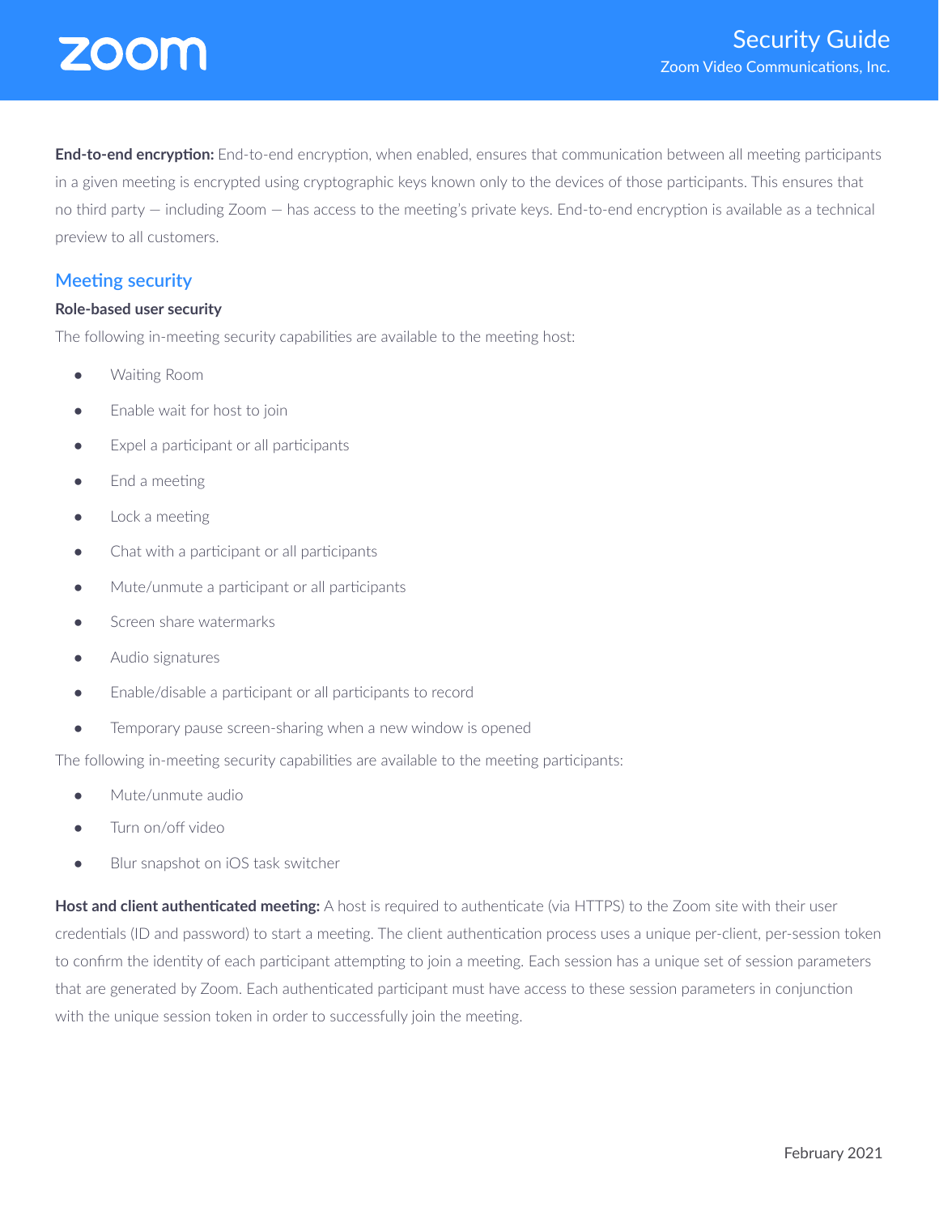**End-to-end encryption:** End-to-end encryption, when enabled, ensures that communication between all meeting participants in a given meeting is encrypted using cryptographic keys known only to the devices of those participants. This ensures that no third party — including Zoom — has access to the meeting's private keys. End-to-end encryption is available as a technical preview to all customers.

## Meeting security

#### Role-based user security

The following in-meeting security capabilities are available to the meeting host:

- Waiting Room
- Enable wait for host to join
- Expel a participant or all participants
- End a meeting
- Lock a meeting
- Chat with a participant or all participants
- Mute/unmute a participant or all participants
- Screen share watermarks
- Audio signatures
- Enable/disable a participant or all participants to record
- Temporary pause screen-sharing when a new window is opened

The following in-meeting security capabilities are available to the meeting participants:

- Mute/unmute audio
- Turn on/off video
- Blur snapshot on iOS task switcher

**Host and client authenticated meeting:** A host is required to authenticate (via HTTPS) to the Zoom site with their user credentials (ID and password) to start a meeting. The client authentication process uses a unique per-client, per-session token to confirm the identity of each participant attempting to join a meeting. Each session has a unique set of session parameters that are generated by Zoom. Each authenticated participant must have access to these session parameters in conjunction with the unique session token in order to successfully join the meeting.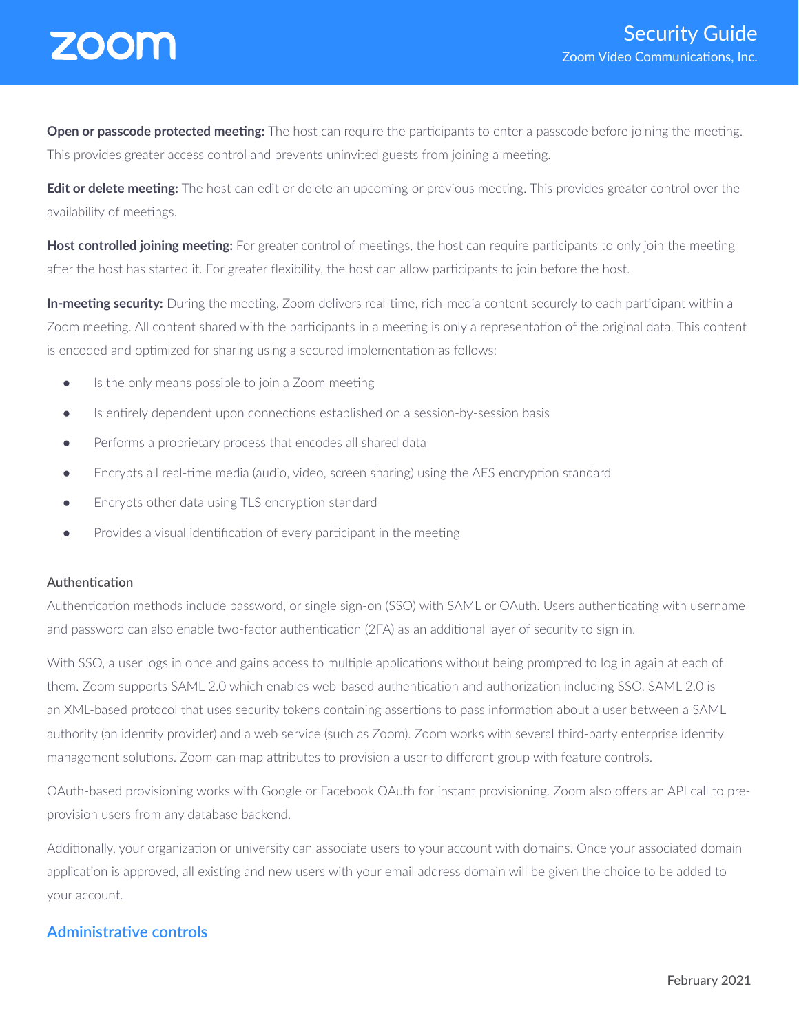**Open or passcode protected meeting:** The host can require the participants to enter a passcode before joining the meeting. This provides greater access control and prevents uninvited guests from joining a meeting.

**Edit or delete meeting:** The host can edit or delete an upcoming or previous meeting. This provides greater control over the availability of meetings.

**Host controlled joining meeting:** For greater control of meetings, the host can require participants to only join the meeting after the host has started it. For greater flexibility, the host can allow participants to join before the host.

**In-meeting security:** During the meeting, Zoom delivers real-time, rich-media content securely to each participant within a Zoom meeting. All content shared with the participants in a meeting is only a representation of the original data. This content is encoded and optimized for sharing using a secured implementation as follows:

- Is the only means possible to join a Zoom meeting
- Is entirely dependent upon connections established on a session-by-session basis
- Performs a proprietary process that encodes all shared data
- Encrypts all real-time media (audio, video, screen sharing) using the AES encryption standard
- Encrypts other data using TLS encryption standard
- Provides a visual identification of every participant in the meeting

### Authentication

Authentication methods include password, or single sign-on (SSO) with SAML or OAuth. Users authenticating with username and password can also enable two-factor authentication (2FA) as an additional layer of security to sign in.

With SSO, a user logs in once and gains access to multiple applications without being prompted to log in again at each of them. Zoom supports SAML 2.0 which enables web-based authentication and authorization including SSO. SAML 2.0 is an XML-based protocol that uses security tokens containing assertions to pass information about a user between a SAML authority (an identity provider) and a web service (such as Zoom). Zoom works with several third-party enterprise identity management solutions. Zoom can map attributes to provision a user to different group with feature controls.

OAuth-based provisioning works with Google or Facebook OAuth for instant provisioning. Zoom also offers an API call to pre-provision users from any database backend.

Additionally, your organization or university can associate users to your account with domains. Once your associated domain application is approved, all existing and new users with your email address domain will be given the choice to be added to your account.

## Administrative controls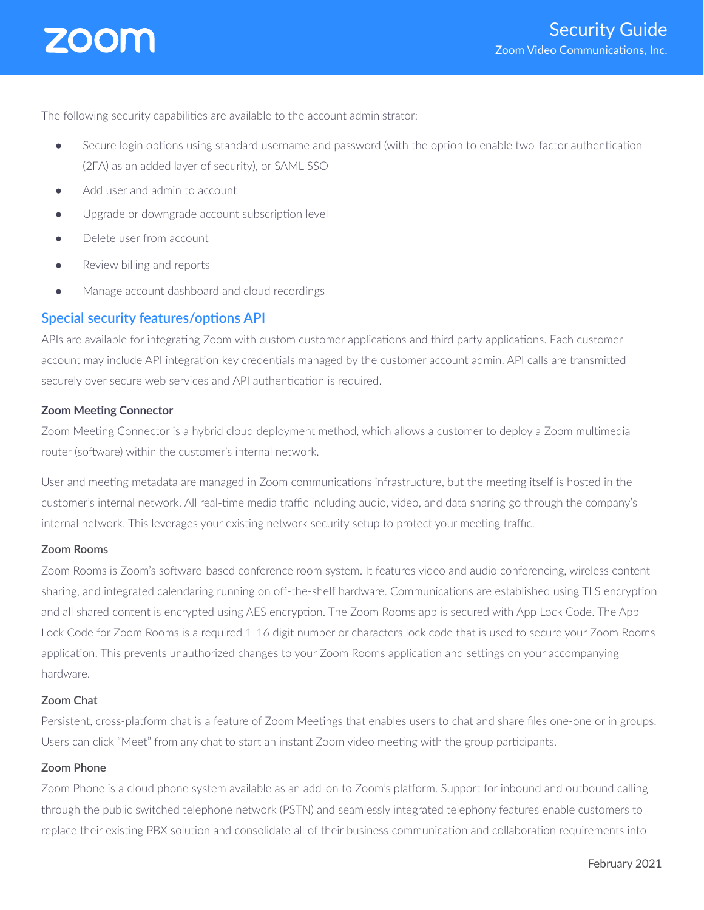The following security capabilities are available to the account administrator:

- Secure login options using standard username and password (with the option to enable two-factor authentication (2FA) as an added layer of security), or SAML SSO
- Add user and admin to account
- Upgrade or downgrade account subscription level
- Delete user from account
- Review billing and reports
- Manage account dashboard and cloud recordings

## Special security features/options API

APIs are available for integrating Zoom with custom customer applications and third party applications. Each customer account may include API integration key credentials managed by the customer account admin. API calls are transmitted securely over secure web services and API authentication is required.

### Zoom Meeting Connector

Zoom Meeting Connector is a hybrid cloud deployment method, which allows a customer to deploy a Zoom multimedia router (software) within the customer's internal network.

User and meeting metadata are managed in Zoom communications infrastructure, but the meeting itself is hosted in the customer's internal network. All real-time media traffic including audio, video, and data sharing go through the company's internal network. This leverages your existing network security setup to protect your meeting traffic.

### Zoom Rooms

Zoom Rooms is Zoom's software-based conference room system. It features video and audio conferencing, wireless content sharing, and integrated calendaring running on off-the-shelf hardware. Communications are established using TLS encryption and all shared content is encrypted using AES encryption. The Zoom Rooms app is secured with App Lock Code. The App Lock Code for Zoom Rooms is a required 1-16 digit number or characters lock code that is used to secure your Zoom Rooms application. This prevents unauthorized changes to your Zoom Rooms application and settings on your accompanying hardware.

### Zoom Chat

Persistent, cross-platform chat is a feature of Zoom Meetings that enables users to chat and share files one-one or in groups. Users can click "Meet" from any chat to start an instant Zoom video meeting with the group participants.

### Zoom Phone

Zoom Phone is a cloud phone system available as an add-on to Zoom's platform. Support for inbound and outbound calling through the public switched telephone network (PSTN) and seamlessly integrated telephony features enable customers to replace their existing PBX solution and consolidate all of their business communication and collaboration requirements into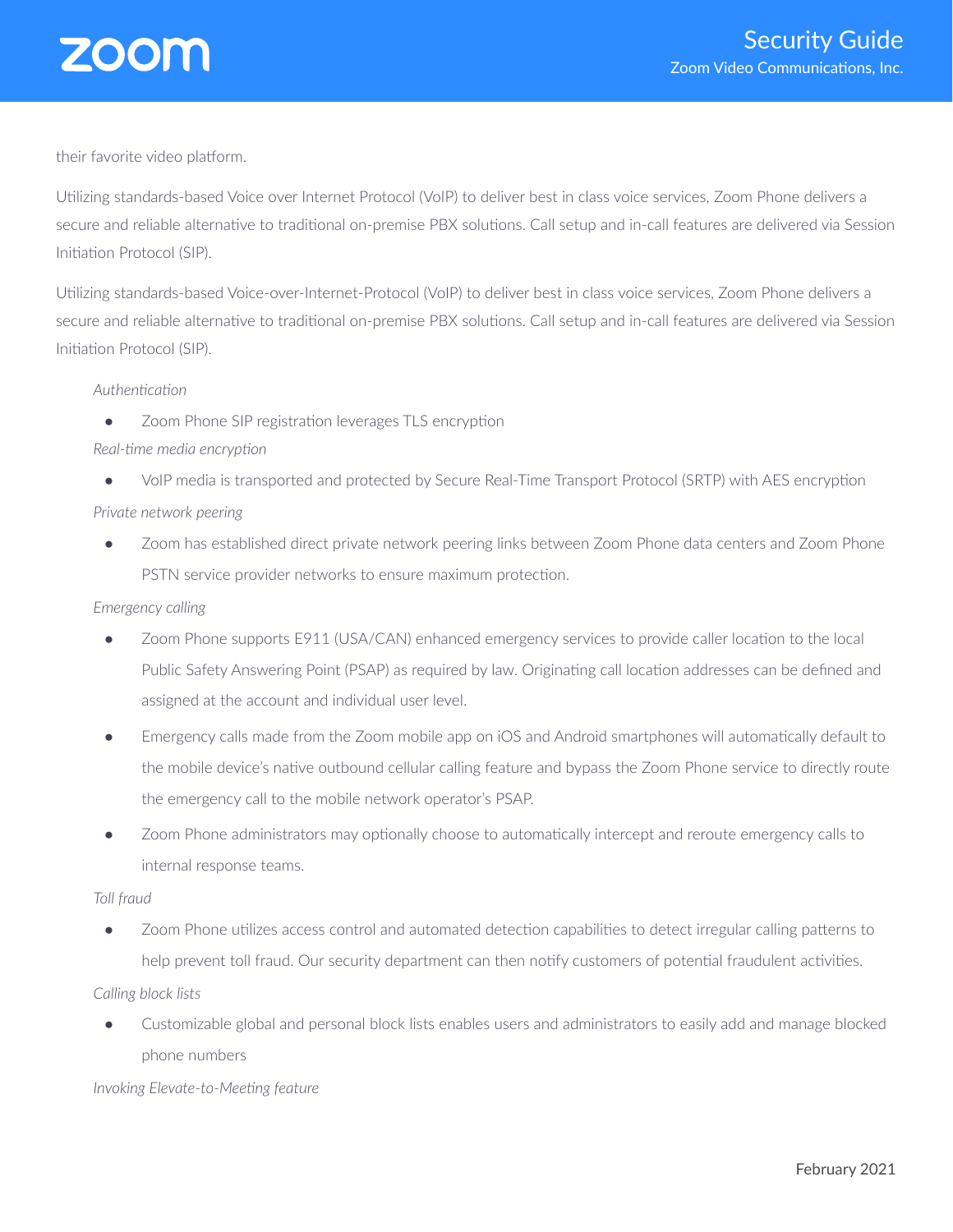their favorite video platform.

Utilizing standards-based Voice over Internet Protocol (VoIP) to deliver best in class voice services, Zoom Phone delivers a secure and reliable alternative to traditional on-premise PBX solutions. Call setup and in-call features are delivered via Session Initiation Protocol (SIP).

Utilizing standards-based Voice-over-Internet-Protocol (VoIP) to deliver best in class voice services, Zoom Phone delivers a secure and reliable alternative to traditional on-premise PBX solutions. Call setup and in-call features are delivered via Session Initiation Protocol (SIP).

*Authentication*

- Zoom Phone SIP registration leverages TLS encryption

*Real-time media encryption*

- VoIP media is transported and protected by Secure Real-Time Transport Protocol (SRTP) with AES encryption

*Private network peering*

- Zoom has established direct private network peering links between Zoom Phone data centers and Zoom Phone PSTN service provider networks to ensure maximum protection.

*Emergency calling*

- Zoom Phone supports E911 (USA/CAN) enhanced emergency services to provide caller location to the local Public Safety Answering Point (PSAP) as required by law. Originating call location addresses can be defined and assigned at the account and individual user level.
- Emergency calls made from the Zoom mobile app on iOS and Android smartphones will automatically default to the mobile device's native outbound cellular calling feature and bypass the Zoom Phone service to directly route the emergency call to the mobile network operator's PSAP.
- Zoom Phone administrators may optionally choose to automatically intercept and reroute emergency calls to internal response teams.

*Toll fraud*

- Zoom Phone utilizes access control and automated detection capabilities to detect irregular calling patterns to help prevent toll fraud. Our security department can then notify customers of potential fraudulent activities.

*Calling block lists*

- Customizable global and personal block lists enables users and administrators to easily add and manage blocked phone numbers

*Invoking Elevate-to-Meeting feature*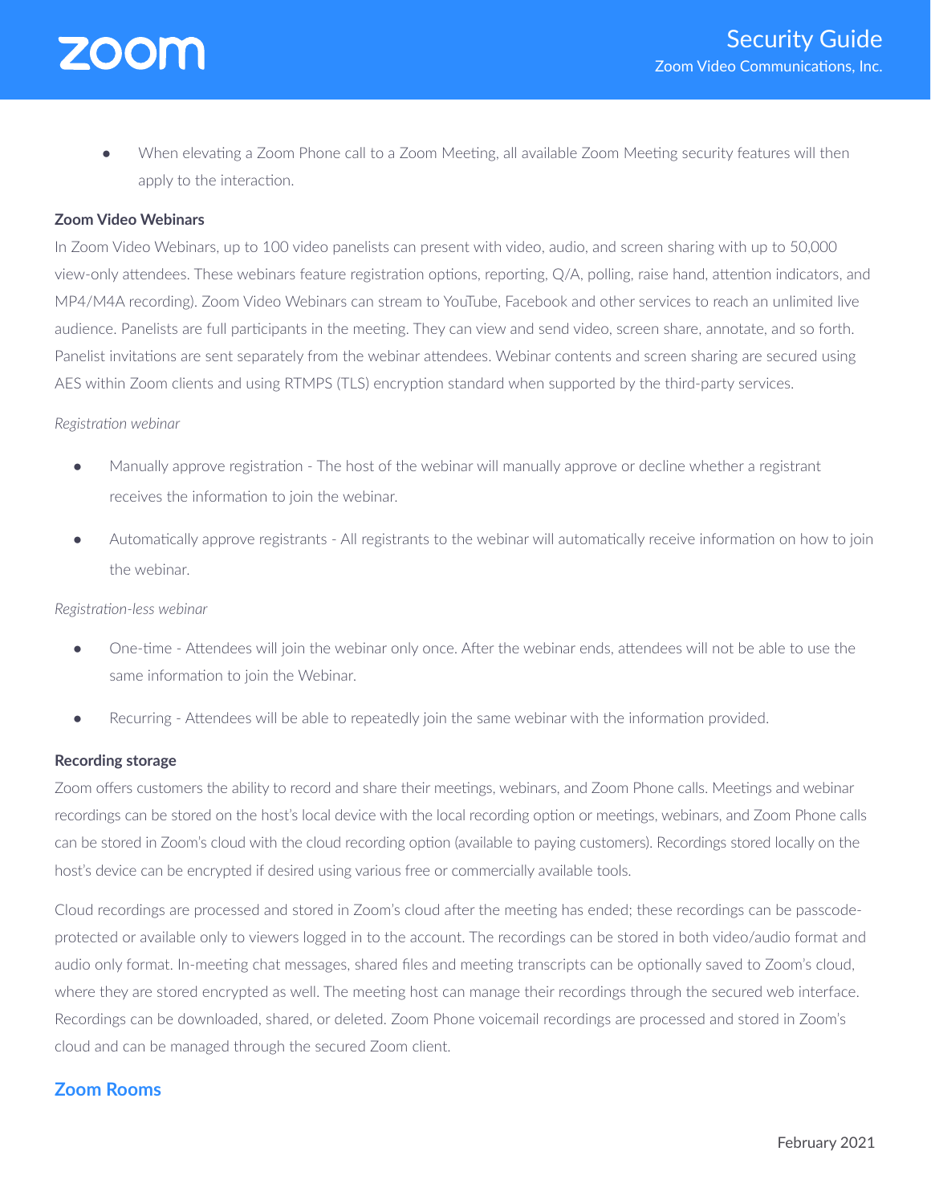- When elevating a Zoom Phone call to a Zoom Meeting, all available Zoom Meeting security features will then apply to the interaction.

**Zoom Video Webinars**

In Zoom Video Webinars, up to 100 video panelists can present with video, audio, and screen sharing with up to 50,000 view-only attendees. These webinars feature registration options, reporting, Q/A, polling, raise hand, attention indicators, and MP4/M4A recording). Zoom Video Webinars can stream to YouTube, Facebook and other services to reach an unlimited live audience. Panelists are full participants in the meeting. They can view and send video, screen share, annotate, and so forth. Panelist invitations are sent separately from the webinar attendees. Webinar contents and screen sharing are secured using AES within Zoom clients and using RTMPS (TLS) encryption standard when supported by the third-party services.

*Registration webinar*

- Manually approve registration - The host of the webinar will manually approve or decline whether a registrant receives the information to join the webinar.
- Automatically approve registrants - All registrants to the webinar will automatically receive information on how to join the webinar.

*Registration-less webinar*

- One-time - Attendees will join the webinar only once. After the webinar ends, attendees will not be able to use the same information to join the Webinar.
- Recurring - Attendees will be able to repeatedly join the same webinar with the information provided.

**Recording storage**

Zoom offers customers the ability to record and share their meetings, webinars, and Zoom Phone calls. Meetings and webinar recordings can be stored on the host's local device with the local recording option or meetings, webinars, and Zoom Phone calls can be stored in Zoom's cloud with the cloud recording option (available to paying customers). Recordings stored locally on the host's device can be encrypted if desired using various free or commercially available tools.

Cloud recordings are processed and stored in Zoom's cloud after the meeting has ended; these recordings can be passcode-protected or available only to viewers logged in to the account. The recordings can be stored in both video/audio format and audio only format. In-meeting chat messages, shared files and meeting transcripts can be optionally saved to Zoom's cloud, where they are stored encrypted as well. The meeting host can manage their recordings through the secured web interface. Recordings can be downloaded, shared, or deleted. Zoom Phone voicemail recordings are processed and stored in Zoom's cloud and can be managed through the secured Zoom client.

## Zoom Rooms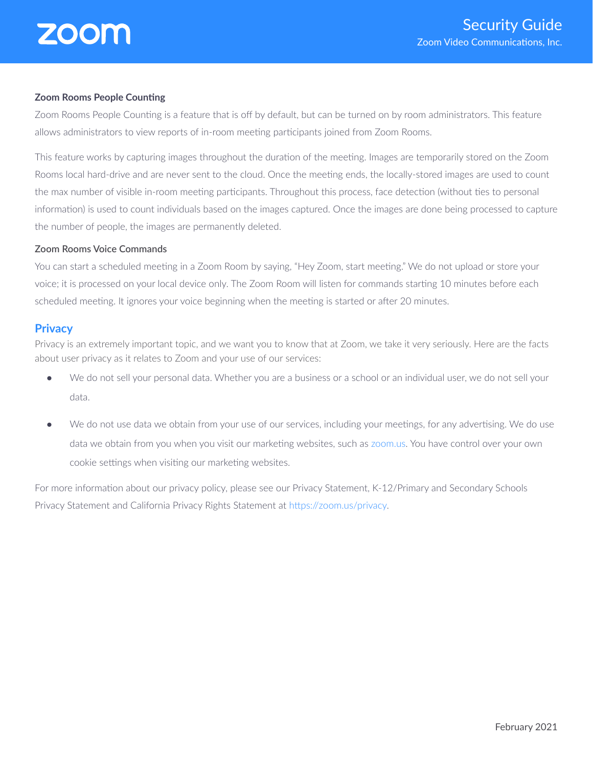#### Zoom Rooms People Counting

Zoom Rooms People Counting is a feature that is off by default, but can be turned on by room administrators. This feature allows administrators to view reports of in-room meeting participants joined from Zoom Rooms.

This feature works by capturing images throughout the duration of the meeting. Images are temporarily stored on the Zoom Rooms local hard-drive and are never sent to the cloud. Once the meeting ends, the locally-stored images are used to count the max number of visible in-room meeting participants. Throughout this process, face detection (without ties to personal information) is used to count individuals based on the images captured. Once the images are done being processed to capture the number of people, the images are permanently deleted.

#### Zoom Rooms Voice Commands

You can start a scheduled meeting in a Zoom Room by saying, "Hey Zoom, start meeting." We do not upload or store your voice; it is processed on your local device only. The Zoom Room will listen for commands starting 10 minutes before each scheduled meeting. It ignores your voice beginning when the meeting is started or after 20 minutes.

## Privacy

Privacy is an extremely important topic, and we want you to know that at Zoom, we take it very seriously. Here are the facts about user privacy as it relates to Zoom and your use of our services:

- We do not sell your personal data. Whether you are a business or a school or an individual user, we do not sell your data.
- We do not use data we obtain from your use of our services, including your meetings, for any advertising. We do use data we obtain from you when you visit our marketing websites, such as zoom.us. You have control over your own cookie settings when visiting our marketing websites.

For more information about our privacy policy, please see our Privacy Statement, K-12/Primary and Secondary Schools Privacy Statement and California Privacy Rights Statement at https://zoom.us/privacy.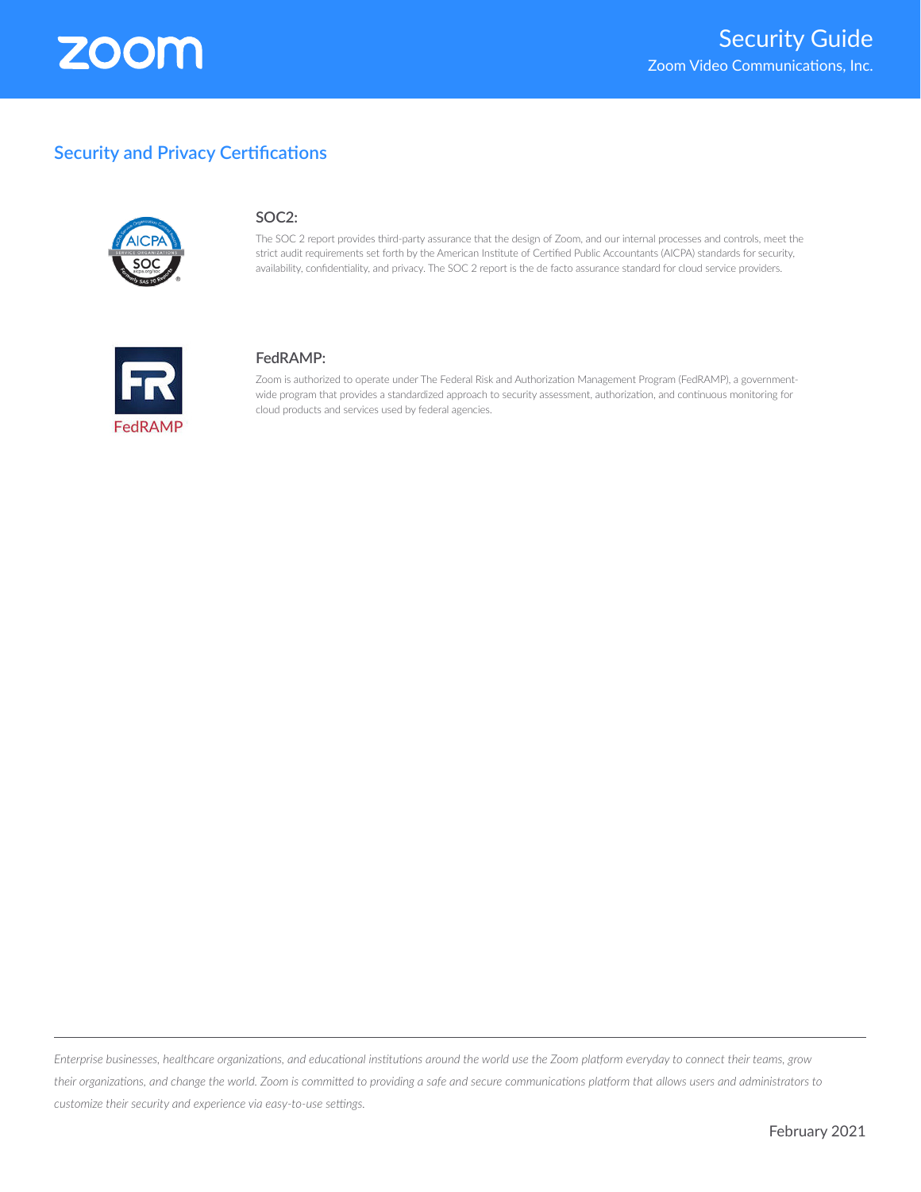## Security and Privacy Certifications

### SOC2:

The SOC 2 report provides third-party assurance that the design of Zoom, and our internal processes and controls, meet the strict audit requirements set forth by the American Institute of Certified Public Accountants (AICPA) standards for security, availability, confidentiality, and privacy. The SOC 2 report is the de facto assurance standard for cloud service providers.

### FedRAMP:

Zoom is authorized to operate under The Federal Risk and Authorization Management Program (FedRAMP), a government-wide program that provides a standardized approach to security assessment, authorization, and continuous monitoring for cloud products and services used by federal agencies.

*Enterprise businesses, healthcare organizations, and educational institutions around the world use the Zoom platform everyday to connect their teams, grow their organizations, and change the world. Zoom is committed to providing a safe and secure communications platform that allows users and administrators to customize their security and experience via easy-to-use settings.*

February 2021